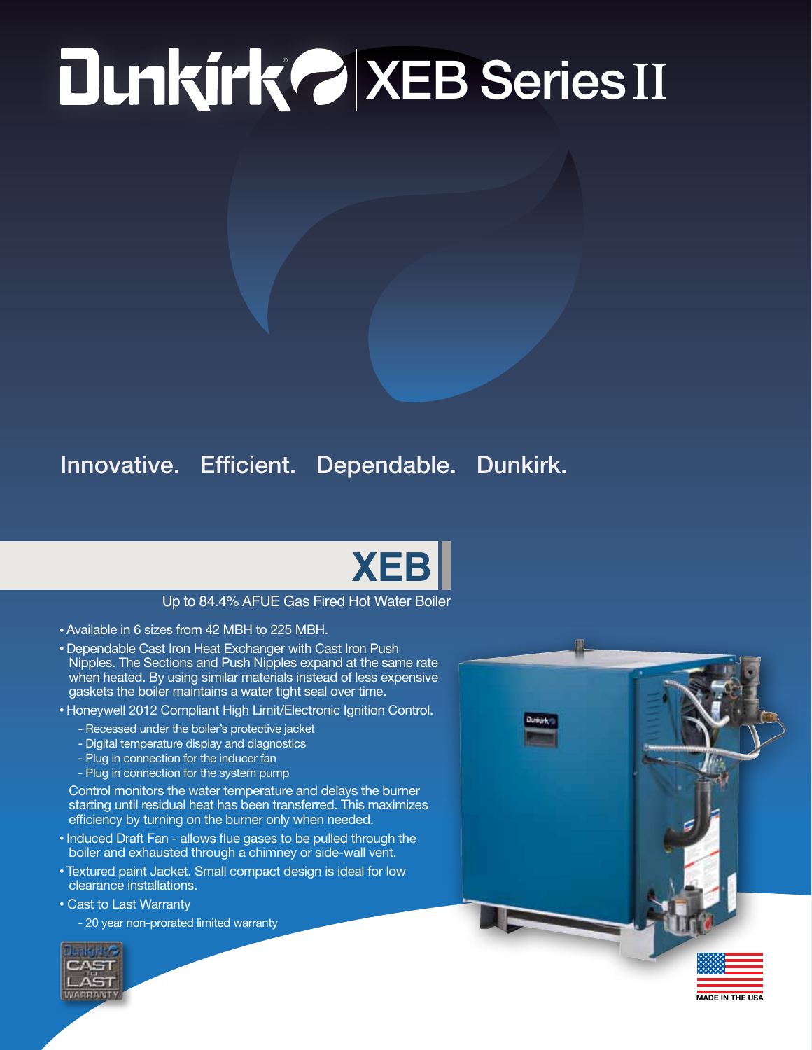# Dunkirk® XEB Series II

Innovative. Efficient. Dependable. Dunkirk.

## XEB

Up to 84.4% AFUE Gas Fired Hot Water Boiler

- Available in 6 sizes from 42 MBH to 225 MBH.
- Dependable Cast Iron Heat Exchanger with Cast Iron Push Nipples. The Sections and Push Nipples expand at the same rate when heated. By using similar materials instead of less expensive gaskets the boiler maintains a water tight seal over time.
- Honeywell 2012 Compliant High Limit/Electronic Ignition Control.
  - Recessed under the boiler's protective jacket
  - Digital temperature display and diagnostics
  - Plug in connection for the inducer fan
  - Plug in connection for the system pump

  Control monitors the water temperature and delays the burner starting until residual heat has been transferred. This maximizes efficiency by turning on the burner only when needed.
- Induced Draft Fan - allows flue gases to be pulled through the boiler and exhausted through a chimney or side-wall vent.
- Textured paint Jacket. Small compact design is ideal for low clearance installations.
- Cast to Last Warranty
  - 20 year non-prorated limited warranty

Dunkirk CAST TO LAST WARRANTY

MADE IN THE USA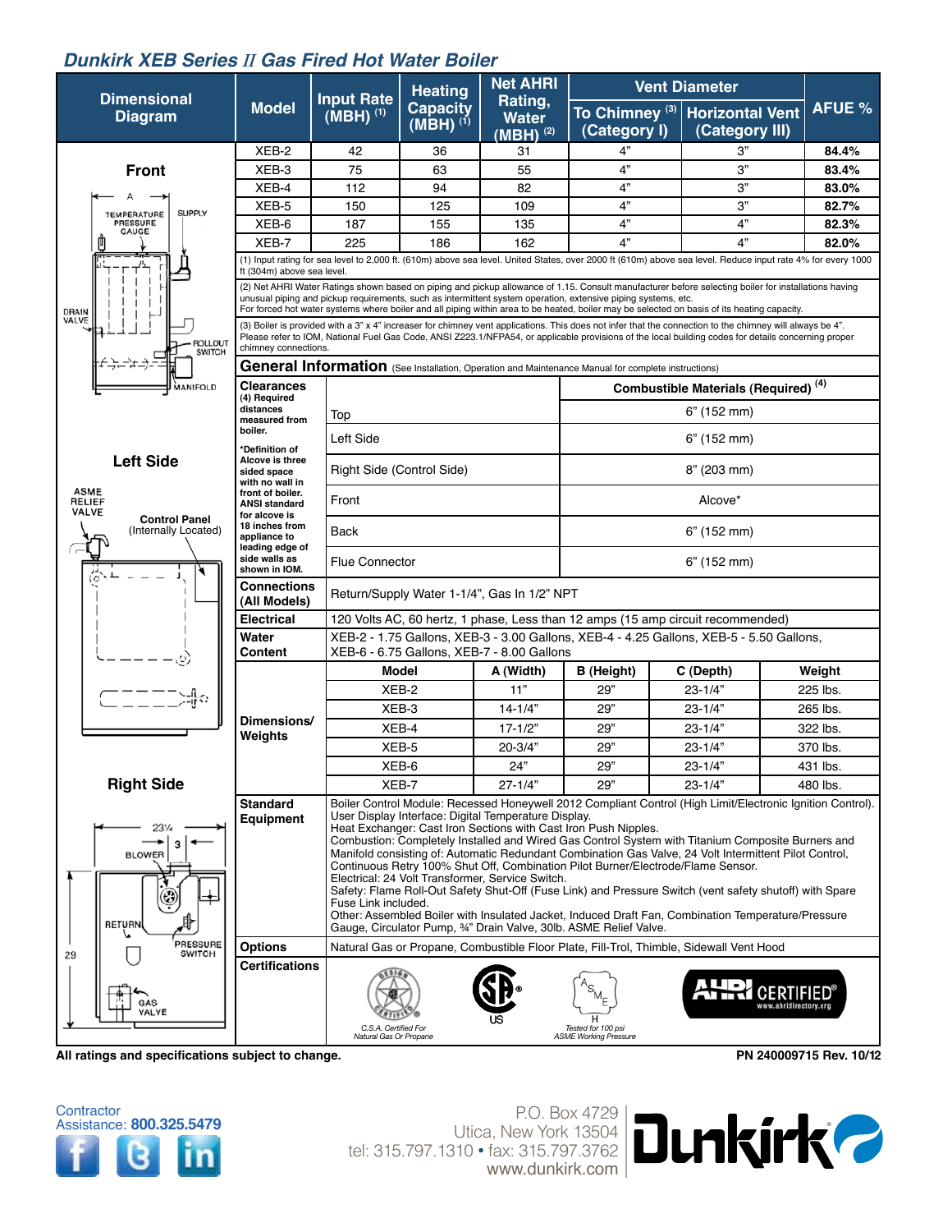## Dunkirk XEB Series II Gas Fired Hot Water Boiler

| Model | Input Rate (MBH) (1) | Heating Capacity (MBH) (1) | Net AHRI Rating, Water (MBH) (2) | Vent Diameter To Chimney (3) (Category I) | Vent Diameter Horizontal Vent (Category III) | AFUE % |
|---|---|---|---|---|---|---|
| XEB-2 | 42 | 36 | 31 | 4" | 3" | **84.4%** |
| XEB-3 | 75 | 63 | 55 | 4" | 3" | **83.4%** |
| XEB-4 | 112 | 94 | 82 | 4" | 3" | **83.0%** |
| XEB-5 | 150 | 125 | 109 | 4" | 3" | **82.7%** |
| XEB-6 | 187 | 155 | 135 | 4" | 4" | **82.3%** |
| XEB-7 | 225 | 186 | 162 | 4" | 4" | **82.0%** |

(1) Input rating for sea level to 2,000 ft. (610m) above sea level. United States, over 2000 ft (610m) above sea level. Reduce input rate 4% for every 1000 ft (304m) above sea level.

(2) Net AHRI Water Ratings shown based on piping and pickup allowance of 1.15. Consult manufacturer before selecting boiler for installations having unusual piping and pickup requirements, such as intermittent system operation, extensive piping systems, etc. For forced hot water systems where boiler and all piping within area to be heated, boiler may be selected on basis of its heating capacity.

(3) Boiler is provided with a 3" x 4" increaser for chimney vent applications. This does not infer that the connection to the chimney will always be 4". Please refer to IOM, National Fuel Gas Code, ANSI Z223.1/NFPA54, or applicable provisions of the local building codes for details concerning proper chimney connections.

**Dimensional Diagram**

Front: A, TEMPERATURE PRESSURE GAUGE, SUPPLY, DRAIN VALVE, ROLLOUT SWITCH, MANIFOLD

Left Side: ASME RELIEF VALVE, Control Panel (Internally Located)

Right Side: 23¼, 3, BLOWER, RETURN, PRESSURE SWITCH, 29, GAS VALVE

### General Information (See Installation, Operation and Maintenance Manual for complete instructions)

**Clearances** (4) Required distances measured from boiler.

*Definition of Alcove is three sided space with no wall in front of boiler. ANSI standard for alcove is 18 inches from appliance to leading edge of side walls as shown in IOM.

| Clearances | Combustible Materials (Required) (4) |
|---|---|
| Top | 6" (152 mm) |
| Left Side | 6" (152 mm) |
| Right Side (Control Side) | 8" (203 mm) |
| Front | Alcove* |
| Back | 6" (152 mm) |
| Flue Connector | 6" (152 mm) |

**Connections (All Models):** Return/Supply Water 1-1/4", Gas In 1/2" NPT

**Electrical:** 120 Volts AC, 60 hertz, 1 phase, Less than 12 amps (15 amp circuit recommended)

**Water Content:** XEB-2 - 1.75 Gallons, XEB-3 - 3.00 Gallons, XEB-4 - 4.25 Gallons, XEB-5 - 5.50 Gallons, XEB-6 - 6.75 Gallons, XEB-7 - 8.00 Gallons

**Dimensions/Weights**

| Model | A (Width) | B (Height) | C (Depth) | Weight |
|---|---|---|---|---|
| XEB-2 | 11" | 29" | 23-1/4" | 225 lbs. |
| XEB-3 | 14-1/4" | 29" | 23-1/4" | 265 lbs. |
| XEB-4 | 17-1/2" | 29" | 23-1/4" | 322 lbs. |
| XEB-5 | 20-3/4" | 29" | 23-1/4" | 370 lbs. |
| XEB-6 | 24" | 29" | 23-1/4" | 431 lbs. |
| XEB-7 | 27-1/4" | 29" | 23-1/4" | 480 lbs. |

**Standard Equipment**

Boiler Control Module: Recessed Honeywell 2012 Compliant Control (High Limit/Electronic Ignition Control).
User Display Interface: Digital Temperature Display.
Heat Exchanger: Cast Iron Sections with Cast Iron Push Nipples.
Combustion: Completely Installed and Wired Gas Control System with Titanium Composite Burners and Manifold consisting of: Automatic Redundant Combination Gas Valve, 24 Volt Intermittent Pilot Control, Continuous Retry 100% Shut Off, Combination Pilot Burner/Electrode/Flame Sensor.
Electrical: 24 Volt Transformer, Service Switch.
Safety: Flame Roll-Out Safety Shut-Off (Fuse Link) and Pressure Switch (vent safety shutoff) with Spare Fuse Link included.
Other: Assembled Boiler with Insulated Jacket, Induced Draft Fan, Combination Temperature/Pressure Gauge, Circulator Pump, ¾" Drain Valve, 30lb. ASME Relief Valve.

**Options:** Natural Gas or Propane, Combustible Floor Plate, Fill-Trol, Thimble, Sidewall Vent Hood

**Certifications**

C.S.A. Certified For Natural Gas Or Propane

US

Tested for 100 psi ASME Working Pressure

AHRI CERTIFIED® www.ahridirectory.org

**All ratings and specifications subject to change.**

**PN 240009715 Rev. 10/12**

Contractor Assistance: **800.325.5479**

P.O. Box 4729
Utica, New York 13504
tel: 315.797.1310 • fax: 315.797.3762
www.dunkirk.com

Dunkirk®